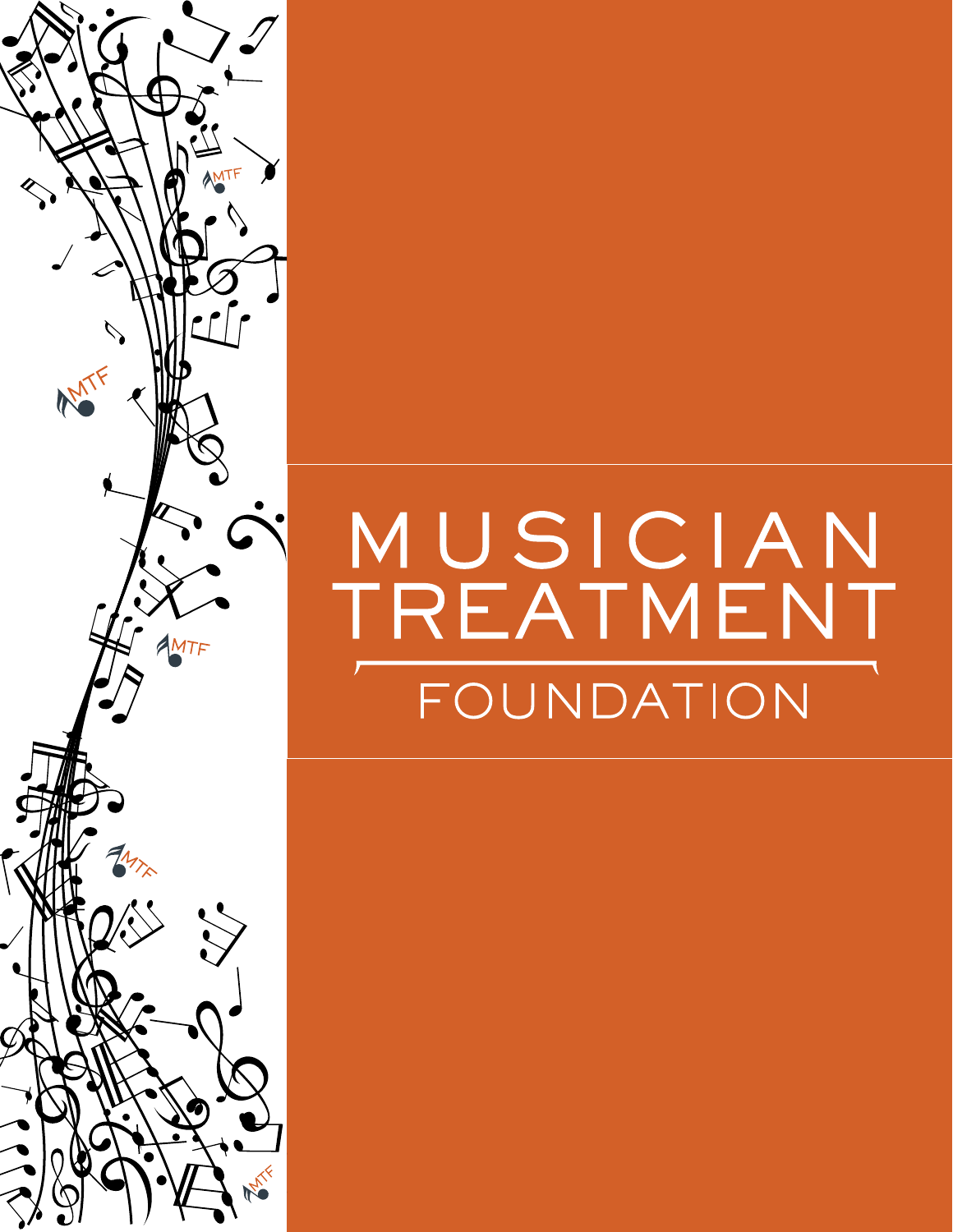# MUSICIAN TREATMENT FOUNDATION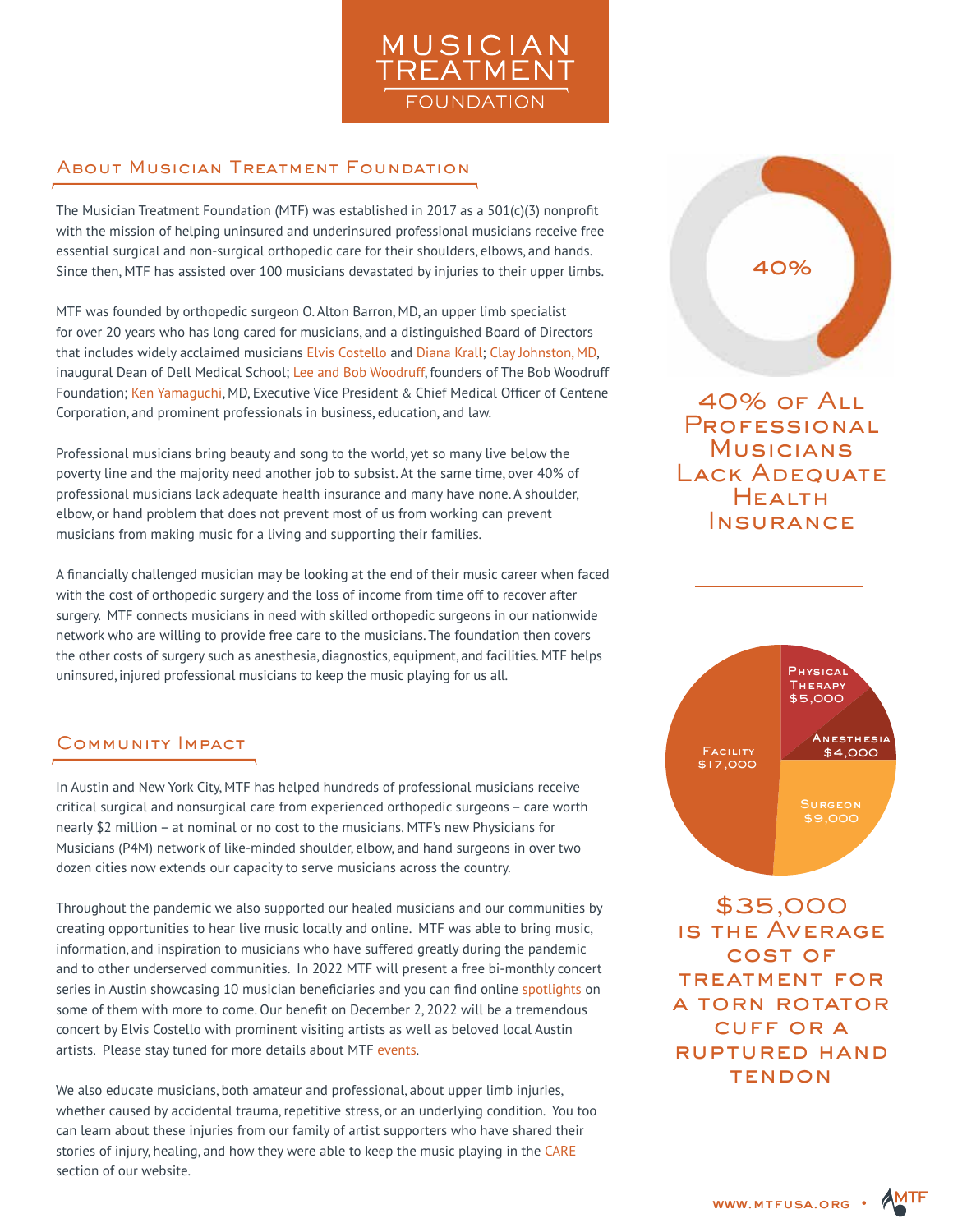# MUSICIAN TREATMENT FOUNDATION

## About Musician Treatment Foundation

The Musician Treatment Foundation (MTF) was established in 2017 as a 501(c)(3) nonprofit with the mission of helping uninsured and underinsured professional musicians receive free essential surgical and non-surgical orthopedic care for their shoulders, elbows, and hands. Since then, MTF has assisted over 100 musicians devastated by injuries to their upper limbs.

MTF was founded by orthopedic surgeon O. Alton Barron, MD, an upper limb specialist for over 20 years who has long cared for musicians, and a distinguished Board of Directors that includes widely acclaimed musicians Elvis Costello and Diana Krall; Clay Johnston, MD, inaugural Dean of Dell Medical School; Lee and Bob Woodruff, founders of The Bob Woodruff Foundation; Ken Yamaguchi, MD, Executive Vice President & Chief Medical Officer of Centene Corporation, and prominent professionals in business, education, and law.

Professional musicians bring beauty and song to the world, yet so many live below the poverty line and the majority need another job to subsist. At the same time, over 40% of professional musicians lack adequate health insurance and many have none. A shoulder, elbow, or hand problem that does not prevent most of us from working can prevent musicians from making music for a living and supporting their families.

A financially challenged musician may be looking at the end of their music career when faced with the cost of orthopedic surgery and the loss of income from time off to recover after surgery. MTF connects musicians in need with skilled orthopedic surgeons in our nationwide network who are willing to provide free care to the musicians. The foundation then covers the other costs of surgery such as anesthesia, diagnostics, equipment, and facilities. MTF helps uninsured, injured professional musicians to keep the music playing for us all.

## Community Impact

In Austin and New York City, MTF has helped hundreds of professional musicians receive critical surgical and nonsurgical care from experienced orthopedic surgeons – care worth nearly $2 million – at nominal or no cost to the musicians. MTF's new Physicians for Musicians (P4M) network of like-minded shoulder, elbow, and hand surgeons in over two dozen cities now extends our capacity to serve musicians across the country.

Throughout the pandemic we also supported our healed musicians and our communities by creating opportunities to hear live music locally and online. MTF was able to bring music, information, and inspiration to musicians who have suffered greatly during the pandemic and to other underserved communities. In 2022 MTF will present a free bi-monthly concert series in Austin showcasing 10 musician beneficiaries and you can find online spotlights on some of them with more to come. Our benefit on December 2, 2022 will be a tremendous concert by Elvis Costello with prominent visiting artists as well as beloved local Austin artists. Please stay tuned for more details about MTF events.

We also educate musicians, both amateur and professional, about upper limb injuries, whether caused by accidental trauma, repetitive stress, or an underlying condition. You too can learn about these injuries from our family of artist supporters who have shared their stories of injury, healing, and how they were able to keep the music playing in the CARE section of our website.

40%

**40% of All Professional Musicians Lack Adequate Health Insurance**

| Cost | Amount |
|---|---|
| Facility | $17,000 |
| Surgeon | $9,000 |
| Physical Therapy | $5,000 |
| Anesthesia | $4,000 |

**$35,000 is the Average Cost of Treatment for a Torn Rotator Cuff or a Ruptured Hand Tendon**

www.mtfusa.org • MTF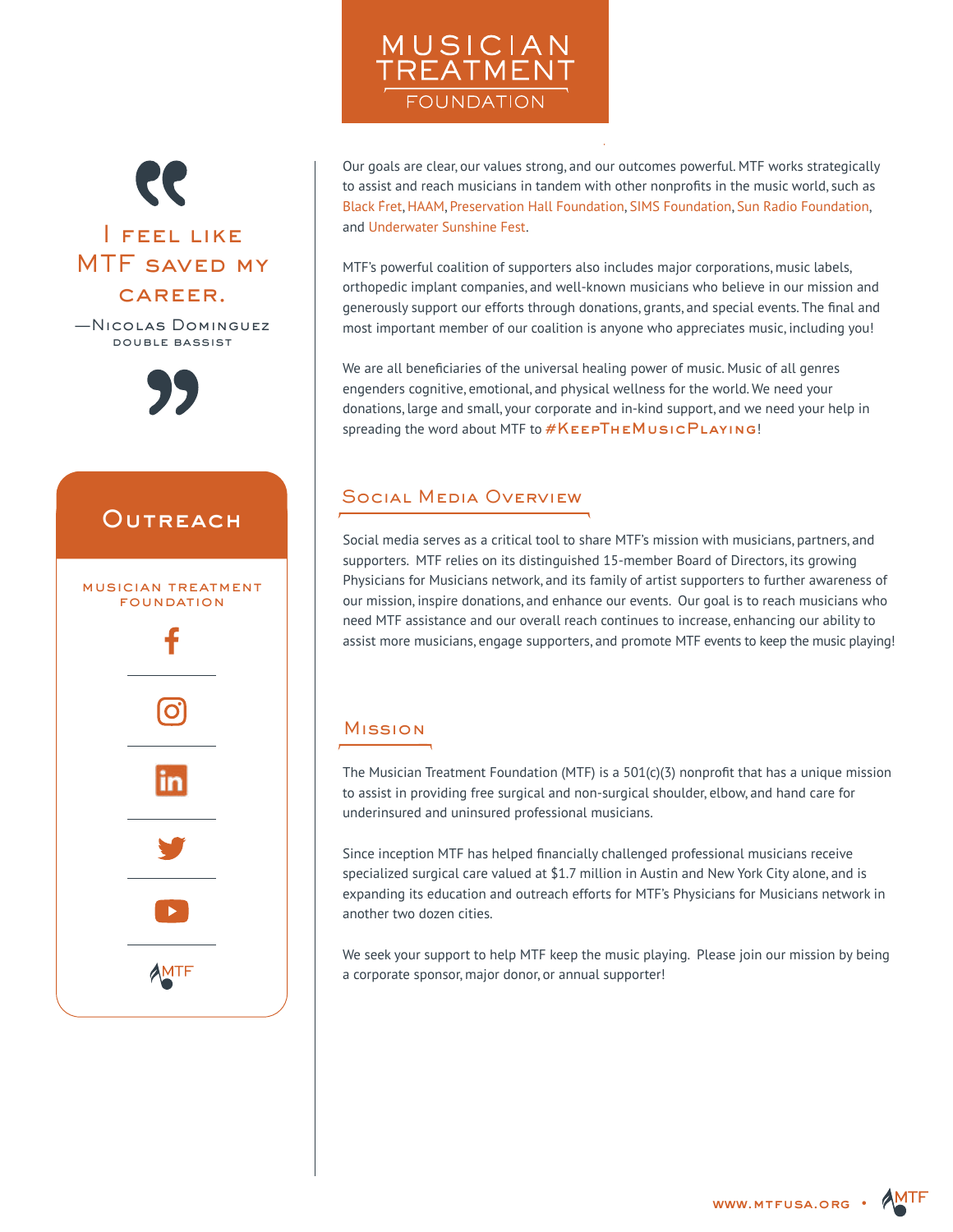# MUSICIAN TREATMENT FOUNDATION

> I feel like MTF saved my career.
>
> —Nicolas Dominguez
> double bassist

## Outreach

MUSICIAN TREATMENT FOUNDATION

MTF

Our goals are clear, our values strong, and our outcomes powerful. MTF works strategically to assist and reach musicians in tandem with other nonprofits in the music world, such as Black Fret, HAAM, Preservation Hall Foundation, SIMS Foundation, Sun Radio Foundation, and Underwater Sunshine Fest.

MTF's powerful coalition of supporters also includes major corporations, music labels, orthopedic implant companies, and well-known musicians who believe in our mission and generously support our efforts through donations, grants, and special events. The final and most important member of our coalition is anyone who appreciates music, including you!

We are all beneficiaries of the universal healing power of music. Music of all genres engenders cognitive, emotional, and physical wellness for the world. We need your donations, large and small, your corporate and in-kind support, and we need your help in spreading the word about MTF to #KeepTheMusicPlaying!

## Social Media Overview

Social media serves as a critical tool to share MTF's mission with musicians, partners, and supporters. MTF relies on its distinguished 15-member Board of Directors, its growing Physicians for Musicians network, and its family of artist supporters to further awareness of our mission, inspire donations, and enhance our events. Our goal is to reach musicians who need MTF assistance and our overall reach continues to increase, enhancing our ability to assist more musicians, engage supporters, and promote MTF events to keep the music playing!

## Mission

The Musician Treatment Foundation (MTF) is a 501(c)(3) nonprofit that has a unique mission to assist in providing free surgical and non-surgical shoulder, elbow, and hand care for underinsured and uninsured professional musicians.

Since inception MTF has helped financially challenged professional musicians receive specialized surgical care valued at $1.7 million in Austin and New York City alone, and is expanding its education and outreach efforts for MTF's Physicians for Musicians network in another two dozen cities.

We seek your support to help MTF keep the music playing. Please join our mission by being a corporate sponsor, major donor, or annual supporter!

WWW.MTFUSA.ORG • MTF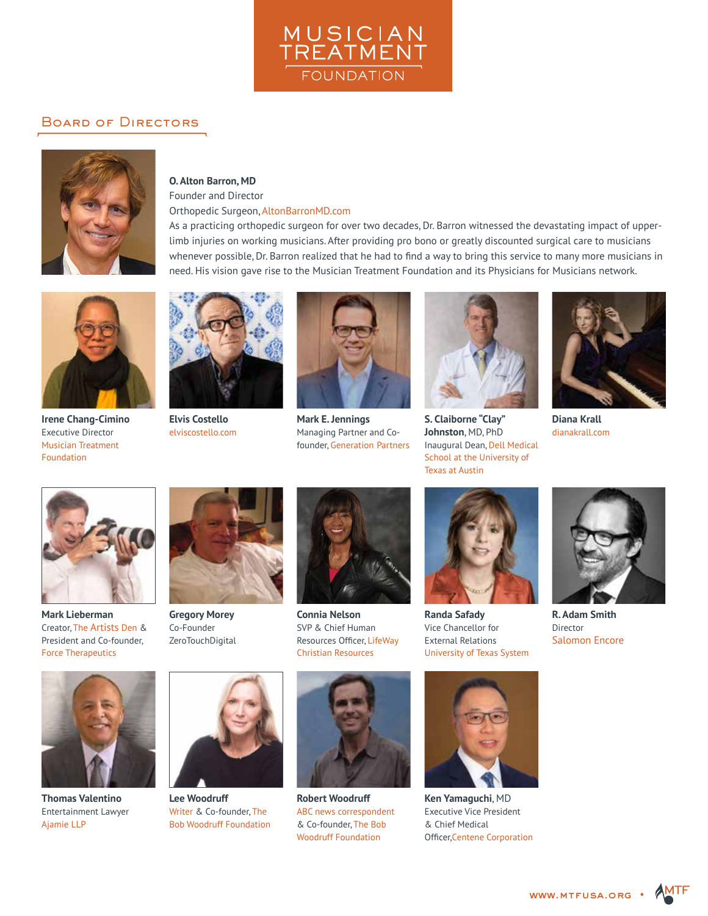# MUSICIAN TREATMENT FOUNDATION

## Board of Directors

**O. Alton Barron, MD**
Founder and Director
Orthopedic Surgeon, AltonBarronMD.com
As a practicing orthopedic surgeon for over two decades, Dr. Barron witnessed the devastating impact of upper-limb injuries on working musicians. After providing pro bono or greatly discounted surgical care to musicians whenever possible, Dr. Barron realized that he had to find a way to bring this service to many more musicians in need. His vision gave rise to the Musician Treatment Foundation and its Physicians for Musicians network.

**Irene Chang-Cimino**
Executive Director
Musician Treatment Foundation

**Elvis Costello**
elviscostello.com

**Mark E. Jennings**
Managing Partner and Co-founder, Generation Partners

**S. Claiborne "Clay" Johnston**, MD, PhD
Inaugural Dean, Dell Medical School at the University of Texas at Austin

**Diana Krall**
dianakrall.com

**Mark Lieberman**
Creator, The Artists Den & President and Co-founder, Force Therapeutics

**Gregory Morey**
Co-Founder
ZeroTouchDigital

**Connia Nelson**
SVP & Chief Human Resources Officer, LifeWay Christian Resources

**Randa Safady**
Vice Chancellor for External Relations
University of Texas System

**R. Adam Smith**
Director
Salomon Encore

**Thomas Valentino**
Entertainment Lawyer
Ajamie LLP

**Lee Woodruff**
Writer & Co-founder, The Bob Woodruff Foundation

**Robert Woodruff**
ABC news correspondent & Co-founder, The Bob Woodruff Foundation

**Ken Yamaguchi**, MD
Executive Vice President & Chief Medical Officer, Centene Corporation

WWW.MTFUSA.ORG • MTF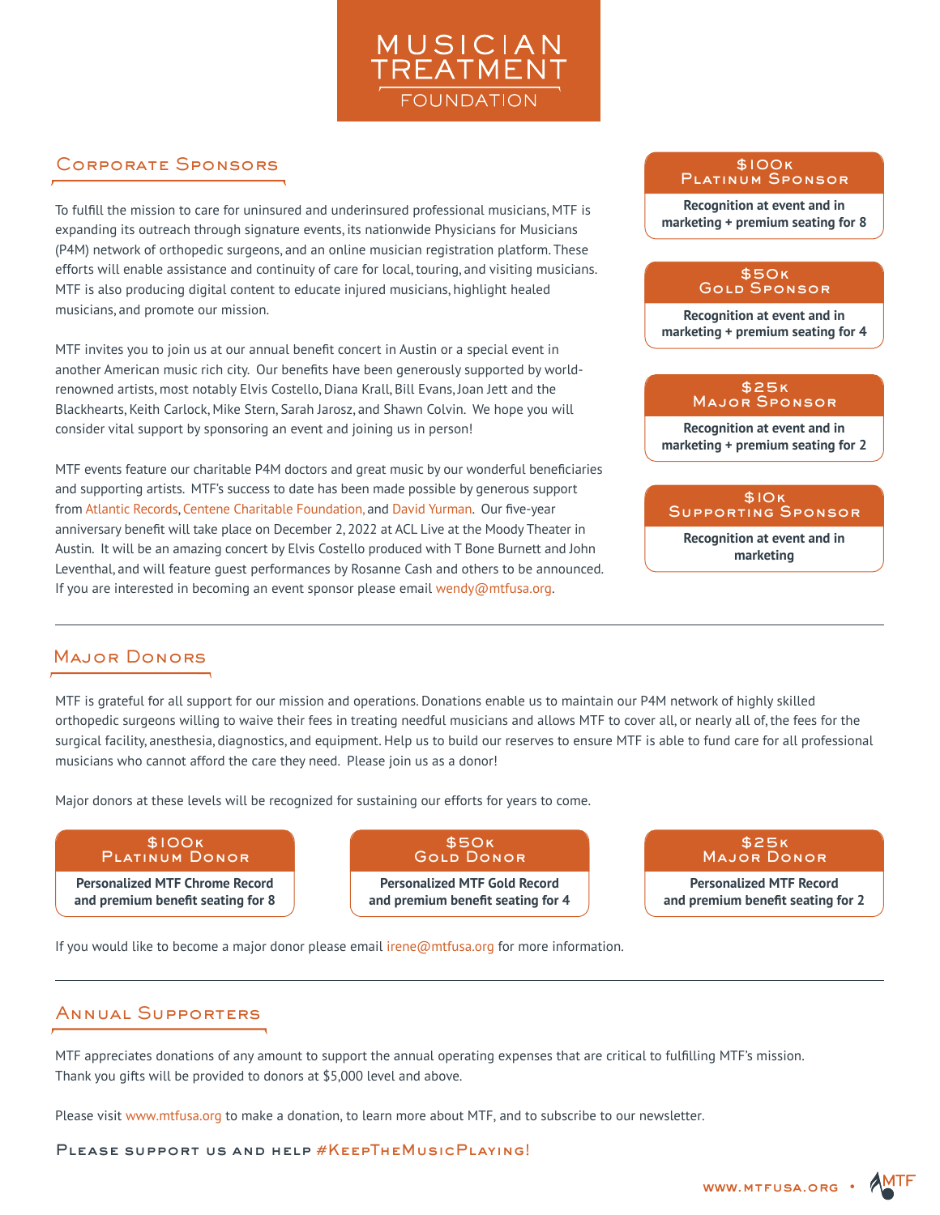# MUSICIAN TREATMENT FOUNDATION

## Corporate Sponsors

To fulfill the mission to care for uninsured and underinsured professional musicians, MTF is expanding its outreach through signature events, its nationwide Physicians for Musicians (P4M) network of orthopedic surgeons, and an online musician registration platform. These efforts will enable assistance and continuity of care for local, touring, and visiting musicians. MTF is also producing digital content to educate injured musicians, highlight healed musicians, and promote our mission.

MTF invites you to join us at our annual benefit concert in Austin or a special event in another American music rich city. Our benefits have been generously supported by world-renowned artists, most notably Elvis Costello, Diana Krall, Bill Evans, Joan Jett and the Blackhearts, Keith Carlock, Mike Stern, Sarah Jarosz, and Shawn Colvin. We hope you will consider vital support by sponsoring an event and joining us in person!

MTF events feature our charitable P4M doctors and great music by our wonderful beneficiaries and supporting artists. MTF's success to date has been made possible by generous support from Atlantic Records, Centene Charitable Foundation, and David Yurman. Our five-year anniversary benefit will take place on December 2, 2022 at ACL Live at the Moody Theater in Austin. It will be an amazing concert by Elvis Costello produced with T Bone Burnett and John Leventhal, and will feature guest performances by Rosanne Cash and others to be announced. If you are interested in becoming an event sponsor please email wendy@mtfusa.org.

**$100k Platinum Sponsor**
Recognition at event and in marketing + premium seating for 8

**$50k Gold Sponsor**
Recognition at event and in marketing + premium seating for 4

**$25k Major Sponsor**
Recognition at event and in marketing + premium seating for 2

**$10k Supporting Sponsor**
Recognition at event and in marketing

## Major Donors

MTF is grateful for all support for our mission and operations. Donations enable us to maintain our P4M network of highly skilled orthopedic surgeons willing to waive their fees in treating needful musicians and allows MTF to cover all, or nearly all of, the fees for the surgical facility, anesthesia, diagnostics, and equipment. Help us to build our reserves to ensure MTF is able to fund care for all professional musicians who cannot afford the care they need. Please join us as a donor!

Major donors at these levels will be recognized for sustaining our efforts for years to come.

**$100k Platinum Donor**
Personalized MTF Chrome Record and premium benefit seating for 8

**$50k Gold Donor**
Personalized MTF Gold Record and premium benefit seating for 4

**$25k Major Donor**
Personalized MTF Record and premium benefit seating for 2

If you would like to become a major donor please email irene@mtfusa.org for more information.

## Annual Supporters

MTF appreciates donations of any amount to support the annual operating expenses that are critical to fulfilling MTF's mission. Thank you gifts will be provided to donors at $5,000 level and above.

Please visit www.mtfusa.org to make a donation, to learn more about MTF, and to subscribe to our newsletter.

**Please support us and help #KeepTheMusicPlaying!**

www.mtfusa.org • MTF